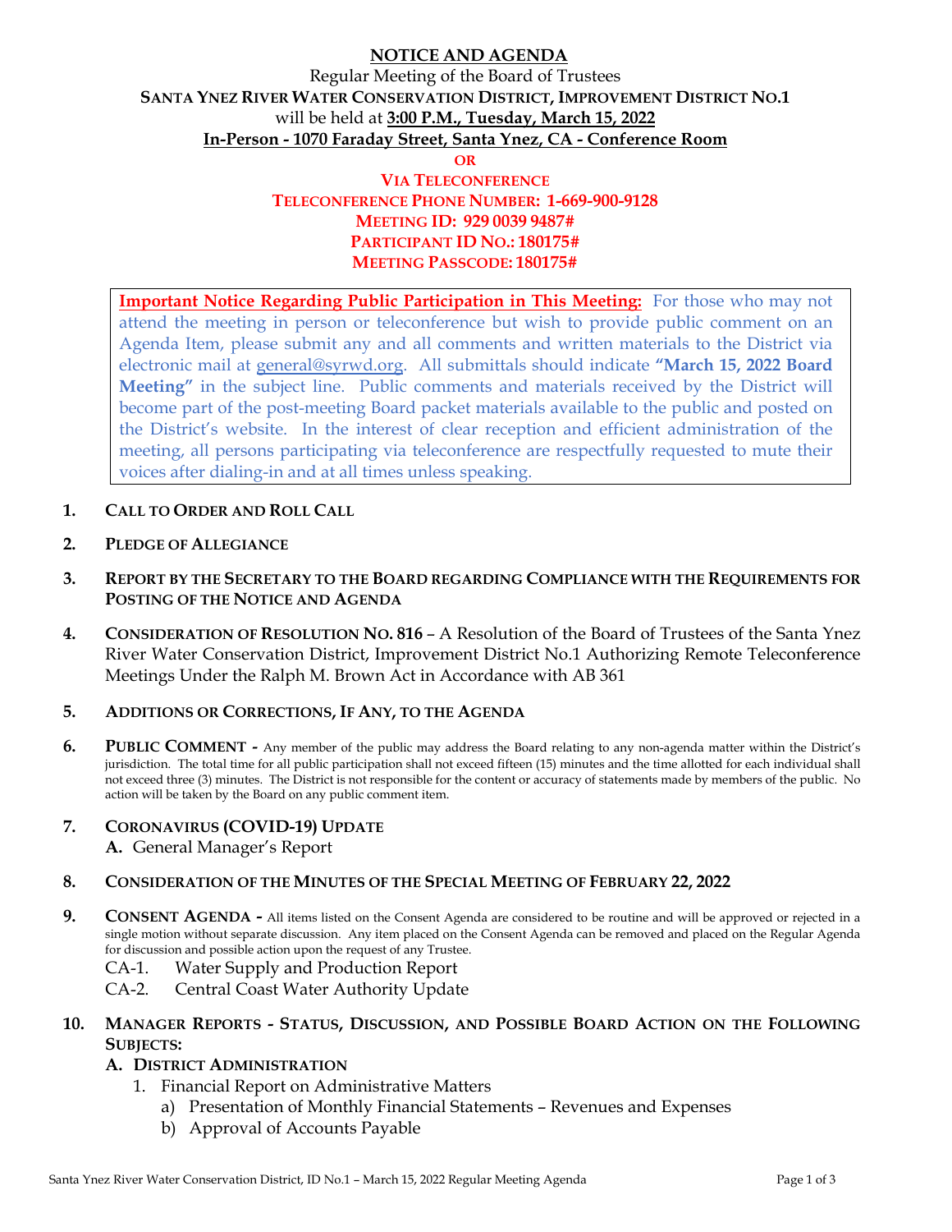# NOTICE AND AGENDA

Regular Meeting of the Board of Trustees

**SANTA YNEZ RIVER WATER CONSERVATION DISTRICT, IMPROVEMENT DISTRICT NO.1**

will be held at **3:00 P.M., Tuesday, March 15, 2022**

**In-Person - 1070 Faraday Street, Santa Ynez, CA - Conference Room**

**OR**

**VIA TELECONFERENCE**

**TELECONFERENCE PHONE NUMBER: 1-669-900-9128**

**MEETING ID: 929 0039 9487#**

**PARTICIPANT ID NO.: 180175#**

**MEETING PASSCODE: 180175#**

> **Important Notice Regarding Public Participation in This Meeting:** For those who may not attend the meeting in person or teleconference but wish to provide public comment on an Agenda Item, please submit any and all comments and written materials to the District via electronic mail at general@syrwd.org. All submittals should indicate **"March 15, 2022 Board Meeting"** in the subject line. Public comments and materials received by the District will become part of the post-meeting Board packet materials available to the public and posted on the District's website. In the interest of clear reception and efficient administration of the meeting, all persons participating via teleconference are respectfully requested to mute their voices after dialing-in and at all times unless speaking.

1. **CALL TO ORDER AND ROLL CALL**

2. **PLEDGE OF ALLEGIANCE**

3. **REPORT BY THE SECRETARY TO THE BOARD REGARDING COMPLIANCE WITH THE REQUIREMENTS FOR POSTING OF THE NOTICE AND AGENDA**

4. **CONSIDERATION OF RESOLUTION NO. 816** – A Resolution of the Board of Trustees of the Santa Ynez River Water Conservation District, Improvement District No.1 Authorizing Remote Teleconference Meetings Under the Ralph M. Brown Act in Accordance with AB 361

5. **ADDITIONS OR CORRECTIONS, IF ANY, TO THE AGENDA**

6. **PUBLIC COMMENT -** Any member of the public may address the Board relating to any non-agenda matter within the District's jurisdiction. The total time for all public participation shall not exceed fifteen (15) minutes and the time allotted for each individual shall not exceed three (3) minutes. The District is not responsible for the content or accuracy of statements made by members of the public. No action will be taken by the Board on any public comment item.

7. **CORONAVIRUS (COVID-19) UPDATE**
   - **A.** General Manager's Report

8. **CONSIDERATION OF THE MINUTES OF THE SPECIAL MEETING OF FEBRUARY 22, 2022**

9. **CONSENT AGENDA -** All items listed on the Consent Agenda are considered to be routine and will be approved or rejected in a single motion without separate discussion. Any item placed on the Consent Agenda can be removed and placed on the Regular Agenda for discussion and possible action upon the request of any Trustee.
   - CA-1. Water Supply and Production Report
   - CA-2. Central Coast Water Authority Update

10. **MANAGER REPORTS - STATUS, DISCUSSION, AND POSSIBLE BOARD ACTION ON THE FOLLOWING SUBJECTS:**
    - **A. DISTRICT ADMINISTRATION**
      1. Financial Report on Administrative Matters
         - a) Presentation of Monthly Financial Statements – Revenues and Expenses
         - b) Approval of Accounts Payable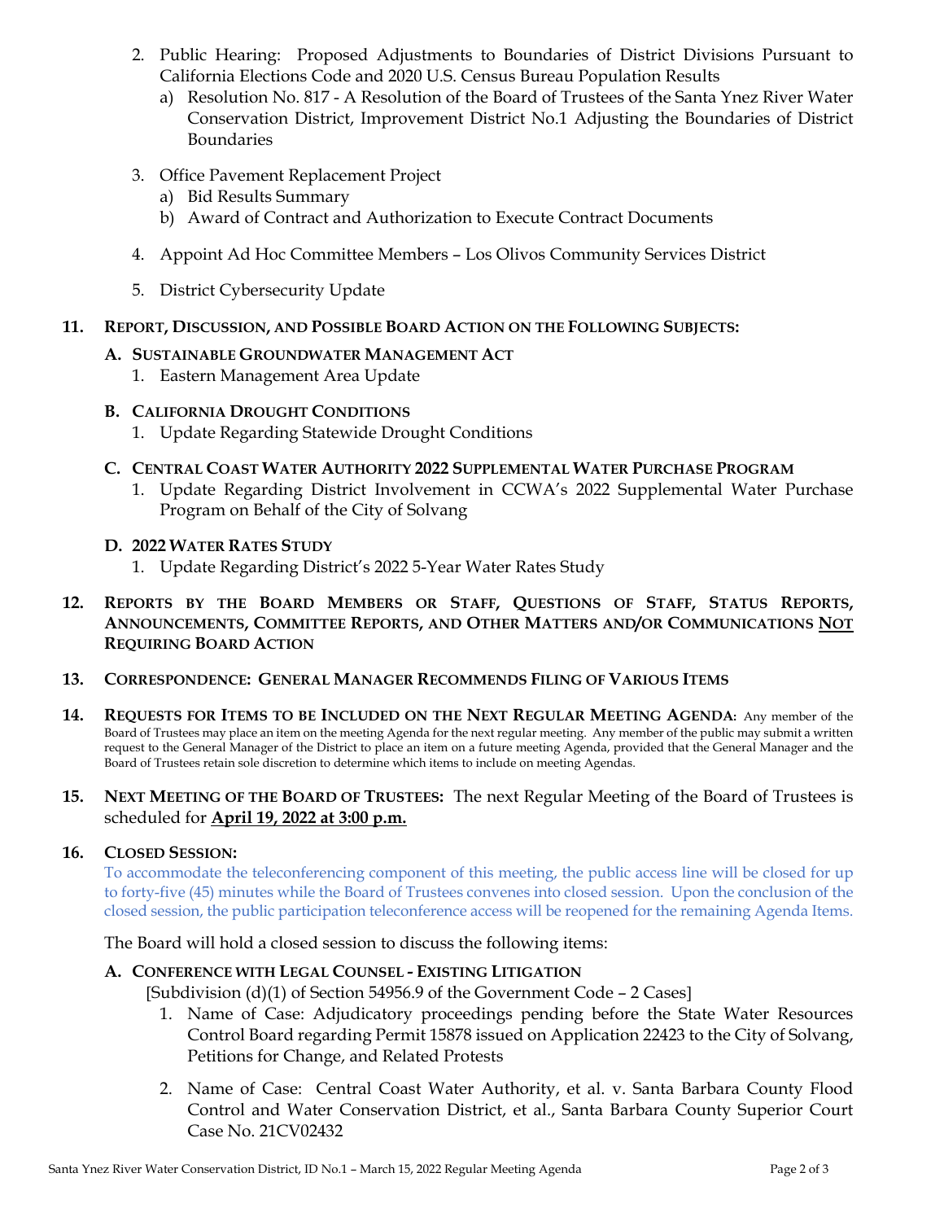2. Public Hearing: Proposed Adjustments to Boundaries of District Divisions Pursuant to California Elections Code and 2020 U.S. Census Bureau Population Results
   a) Resolution No. 817 - A Resolution of the Board of Trustees of the Santa Ynez River Water Conservation District, Improvement District No.1 Adjusting the Boundaries of District Boundaries

3. Office Pavement Replacement Project
   a) Bid Results Summary
   b) Award of Contract and Authorization to Execute Contract Documents

4. Appoint Ad Hoc Committee Members – Los Olivos Community Services District

5. District Cybersecurity Update

**11. REPORT, DISCUSSION, AND POSSIBLE BOARD ACTION ON THE FOLLOWING SUBJECTS:**

**A. SUSTAINABLE GROUNDWATER MANAGEMENT ACT**

1. Eastern Management Area Update

**B. CALIFORNIA DROUGHT CONDITIONS**

1. Update Regarding Statewide Drought Conditions

**C. CENTRAL COAST WATER AUTHORITY 2022 SUPPLEMENTAL WATER PURCHASE PROGRAM**

1. Update Regarding District Involvement in CCWA's 2022 Supplemental Water Purchase Program on Behalf of the City of Solvang

**D. 2022 WATER RATES STUDY**

1. Update Regarding District's 2022 5-Year Water Rates Study

**12. REPORTS BY THE BOARD MEMBERS OR STAFF, QUESTIONS OF STAFF, STATUS REPORTS, ANNOUNCEMENTS, COMMITTEE REPORTS, AND OTHER MATTERS AND/OR COMMUNICATIONS <u>NOT</u> REQUIRING BOARD ACTION**

**13. CORRESPONDENCE: GENERAL MANAGER RECOMMENDS FILING OF VARIOUS ITEMS**

**14. REQUESTS FOR ITEMS TO BE INCLUDED ON THE NEXT REGULAR MEETING AGENDA:** Any member of the Board of Trustees may place an item on the meeting Agenda for the next regular meeting. Any member of the public may submit a written request to the General Manager of the District to place an item on a future meeting Agenda, provided that the General Manager and the Board of Trustees retain sole discretion to determine which items to include on meeting Agendas.

**15. NEXT MEETING OF THE BOARD OF TRUSTEES:** The next Regular Meeting of the Board of Trustees is scheduled for **<u>April 19, 2022 at 3:00 p.m.</u>**

**16. CLOSED SESSION:**

To accommodate the teleconferencing component of this meeting, the public access line will be closed for up to forty-five (45) minutes while the Board of Trustees convenes into closed session. Upon the conclusion of the closed session, the public participation teleconference access will be reopened for the remaining Agenda Items.

The Board will hold a closed session to discuss the following items:

**A. CONFERENCE WITH LEGAL COUNSEL - EXISTING LITIGATION**

[Subdivision (d)(1) of Section 54956.9 of the Government Code – 2 Cases]

1. Name of Case: Adjudicatory proceedings pending before the State Water Resources Control Board regarding Permit 15878 issued on Application 22423 to the City of Solvang, Petitions for Change, and Related Protests

2. Name of Case: Central Coast Water Authority, et al. v. Santa Barbara County Flood Control and Water Conservation District, et al., Santa Barbara County Superior Court Case No. 21CV02432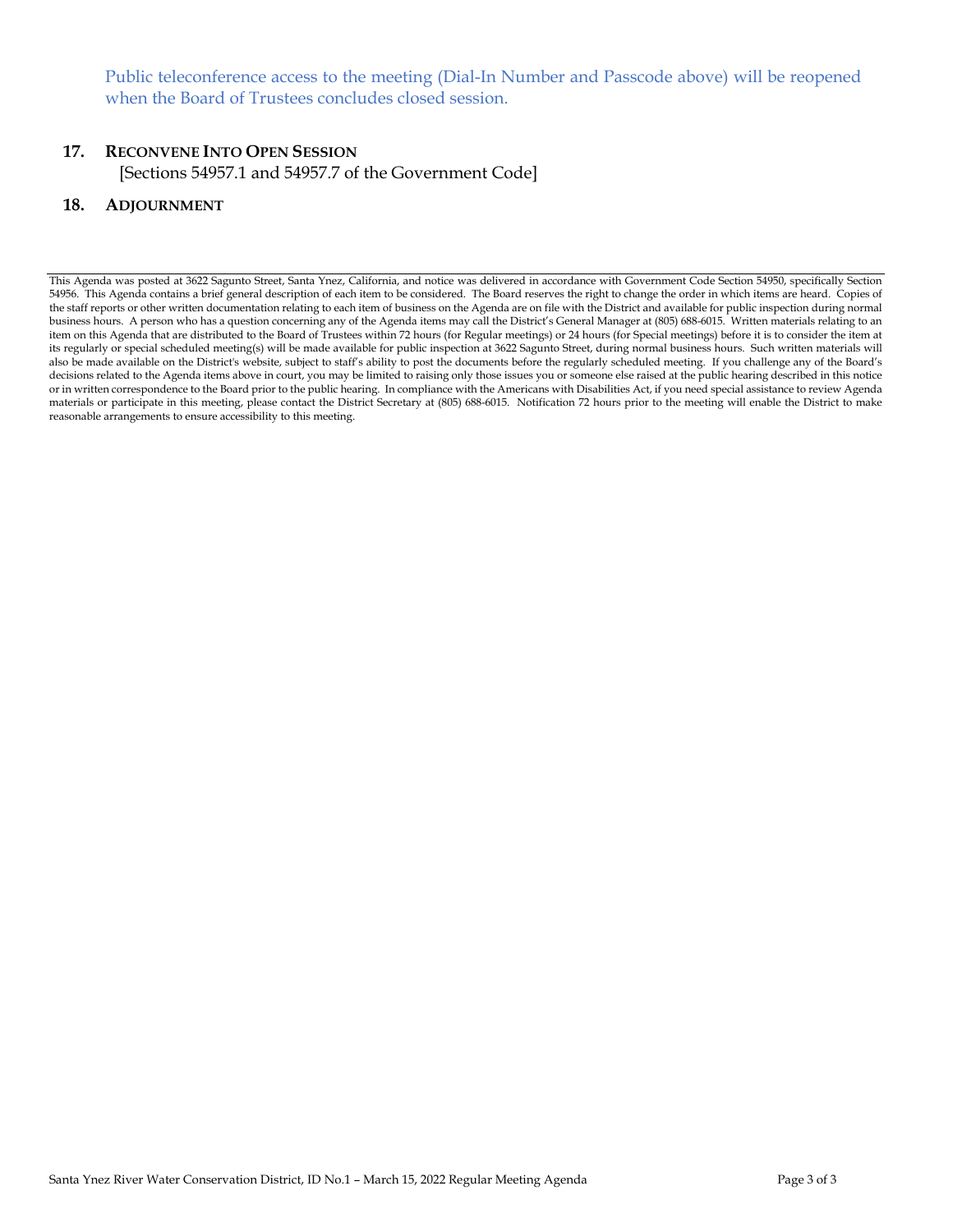Public teleconference access to the meeting (Dial-In Number and Passcode above) will be reopened when the Board of Trustees concludes closed session.

**17. RECONVENE INTO OPEN SESSION**
[Sections 54957.1 and 54957.7 of the Government Code]

**18. ADJOURNMENT**

---

This Agenda was posted at 3622 Sagunto Street, Santa Ynez, California, and notice was delivered in accordance with Government Code Section 54950, specifically Section 54956. This Agenda contains a brief general description of each item to be considered. The Board reserves the right to change the order in which items are heard. Copies of the staff reports or other written documentation relating to each item of business on the Agenda are on file with the District and available for public inspection during normal business hours. A person who has a question concerning any of the Agenda items may call the District's General Manager at (805) 688-6015. Written materials relating to an item on this Agenda that are distributed to the Board of Trustees within 72 hours (for Regular meetings) or 24 hours (for Special meetings) before it is to consider the item at its regularly or special scheduled meeting(s) will be made available for public inspection at 3622 Sagunto Street, during normal business hours. Such written materials will also be made available on the District's website, subject to staff's ability to post the documents before the regularly scheduled meeting. If you challenge any of the Board's decisions related to the Agenda items above in court, you may be limited to raising only those issues you or someone else raised at the public hearing described in this notice or in written correspondence to the Board prior to the public hearing. In compliance with the Americans with Disabilities Act, if you need special assistance to review Agenda materials or participate in this meeting, please contact the District Secretary at (805) 688-6015. Notification 72 hours prior to the meeting will enable the District to make reasonable arrangements to ensure accessibility to this meeting.